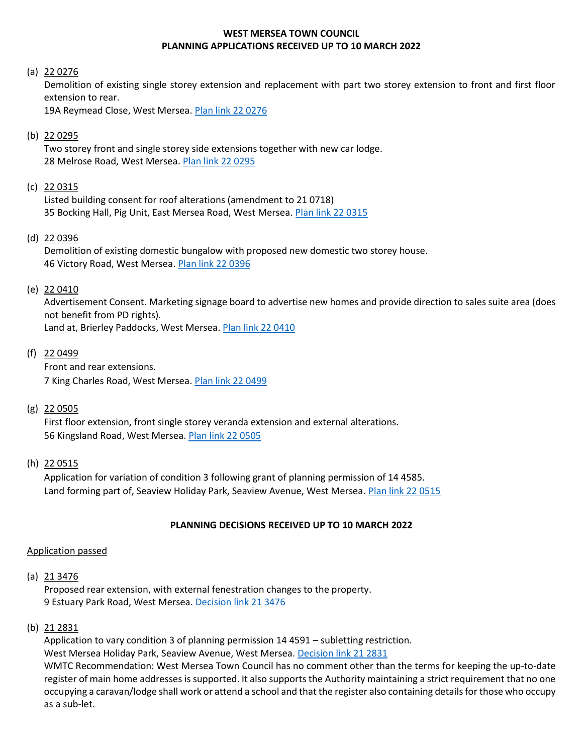## WEST MERSEA TOWN COUNCIL
## PLANNING APPLICATIONS RECEIVED UP TO 10 MARCH 2022

(a) 22 0276
Demolition of existing single storey extension and replacement with part two storey extension to front and first floor extension to rear.
19A Reymead Close, West Mersea. Plan link 22 0276

(b) 22 0295
Two storey front and single storey side extensions together with new car lodge.
28 Melrose Road, West Mersea. Plan link 22 0295

(c) 22 0315
Listed building consent for roof alterations (amendment to 21 0718)
35 Bocking Hall, Pig Unit, East Mersea Road, West Mersea. Plan link 22 0315

(d) 22 0396
Demolition of existing domestic bungalow with proposed new domestic two storey house.
46 Victory Road, West Mersea. Plan link 22 0396

(e) 22 0410
Advertisement Consent. Marketing signage board to advertise new homes and provide direction to sales suite area (does not benefit from PD rights).
Land at, Brierley Paddocks, West Mersea. Plan link 22 0410

(f) 22 0499
Front and rear extensions.
7 King Charles Road, West Mersea. Plan link 22 0499

(g) 22 0505
First floor extension, front single storey veranda extension and external alterations.
56 Kingsland Road, West Mersea. Plan link 22 0505

(h) 22 0515
Application for variation of condition 3 following grant of planning permission of 14 4585.
Land forming part of, Seaview Holiday Park, Seaview Avenue, West Mersea. Plan link 22 0515

## PLANNING DECISIONS RECEIVED UP TO 10 MARCH 2022

Application passed

(a) 21 3476
Proposed rear extension, with external fenestration changes to the property.
9 Estuary Park Road, West Mersea. Decision link 21 3476

(b) 21 2831
Application to vary condition 3 of planning permission 14 4591 – subletting restriction.
West Mersea Holiday Park, Seaview Avenue, West Mersea. Decision link 21 2831
WMTC Recommendation: West Mersea Town Council has no comment other than the terms for keeping the up-to-date register of main home addresses is supported. It also supports the Authority maintaining a strict requirement that no one occupying a caravan/lodge shall work or attend a school and that the register also containing details for those who occupy as a sub-let.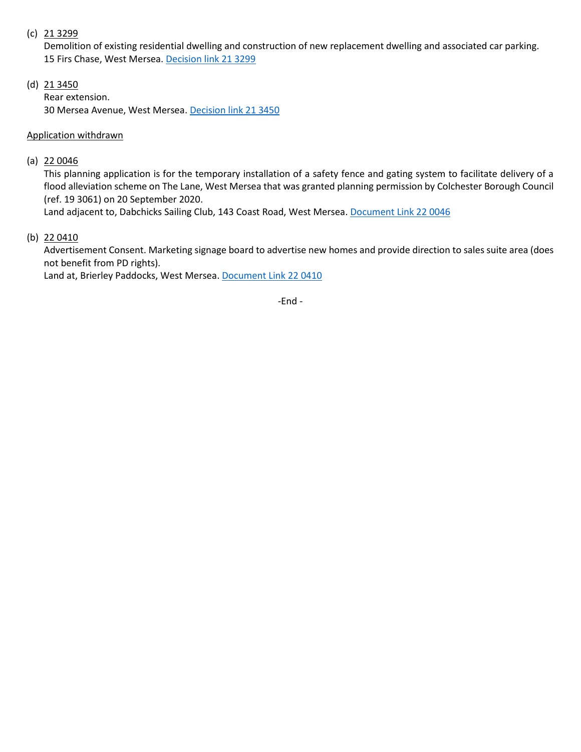(c) 21 3299

Demolition of existing residential dwelling and construction of new replacement dwelling and associated car parking.
15 Firs Chase, West Mersea. Decision link 21 3299

(d) 21 3450

Rear extension.
30 Mersea Avenue, West Mersea. Decision link 21 3450

Application withdrawn

(a) 22 0046

This planning application is for the temporary installation of a safety fence and gating system to facilitate delivery of a flood alleviation scheme on The Lane, West Mersea that was granted planning permission by Colchester Borough Council (ref. 19 3061) on 20 September 2020.
Land adjacent to, Dabchicks Sailing Club, 143 Coast Road, West Mersea. Document Link 22 0046

(b) 22 0410

Advertisement Consent. Marketing signage board to advertise new homes and provide direction to sales suite area (does not benefit from PD rights).
Land at, Brierley Paddocks, West Mersea. Document Link 22 0410

-End -